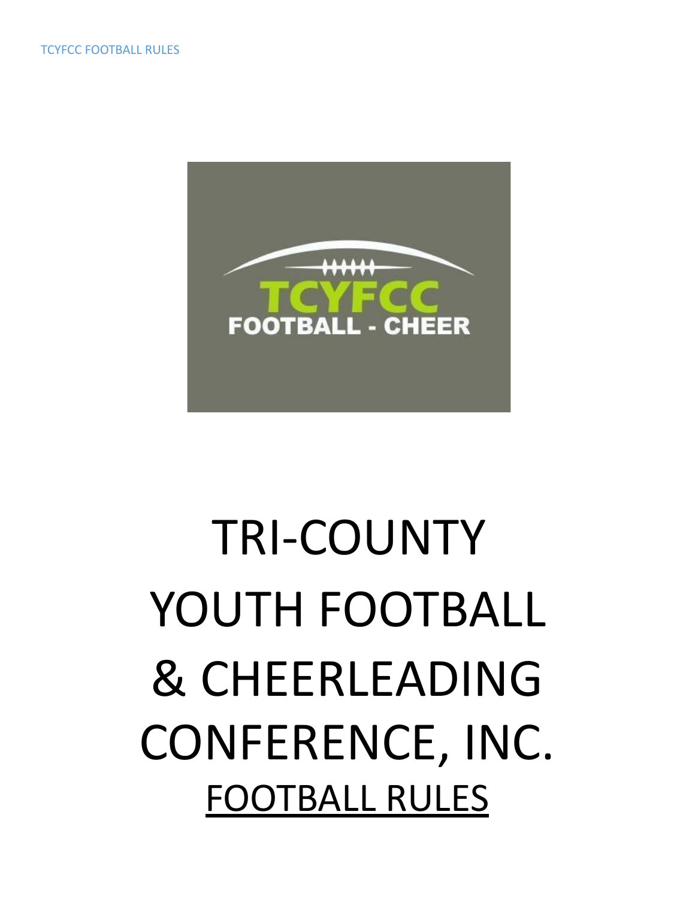# TRI-COUNTY YOUTH FOOTBALL & CHEERLEADING CONFERENCE, INC.

## FOOTBALL RULES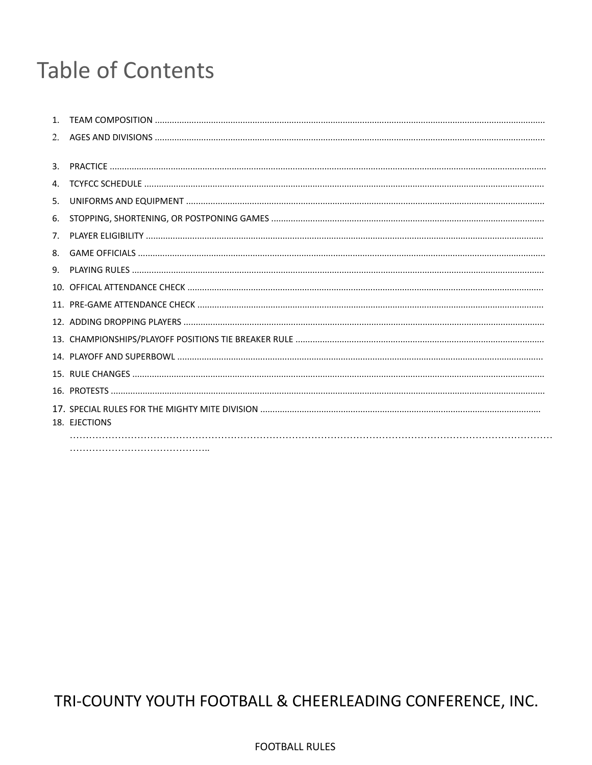# Table of Contents

1. TEAM COMPOSITION ..............................................................................................................................................
2. AGES AND DIVISIONS ..............................................................................................................................................
3. PRACTICE ..............................................................................................................................................
4. TCYFCC SCHEDULE ..............................................................................................................................................
5. UNIFORMS AND EQUIPMENT ..............................................................................................................................................
6. STOPPING, SHORTENING, OR POSTPONING GAMES ..............................................................................................................................................
7. PLAYER ELIGIBILITY ..............................................................................................................................................
8. GAME OFFICIALS ..............................................................................................................................................
9. PLAYING RULES ..............................................................................................................................................
10. OFFICAL ATTENDANCE CHECK ..............................................................................................................................................
11. PRE-GAME ATTENDANCE CHECK ..............................................................................................................................................
12. ADDING DROPPING PLAYERS ..............................................................................................................................................
13. CHAMPIONSHIPS/PLAYOFF POSITIONS TIE BREAKER RULE ..............................................................................................................................................
14. PLAYOFF AND SUPERBOWL ..............................................................................................................................................
15. RULE CHANGES ..............................................................................................................................................
16. PROTESTS ..............................................................................................................................................
17. SPECIAL RULES FOR THE MIGHTY MITE DIVISION ..............................................................................................................................................
18. EJECTIONS ..............................................................................................................................................

TRI-COUNTY YOUTH FOOTBALL & CHEERLEADING CONFERENCE, INC.

FOOTBALL RULES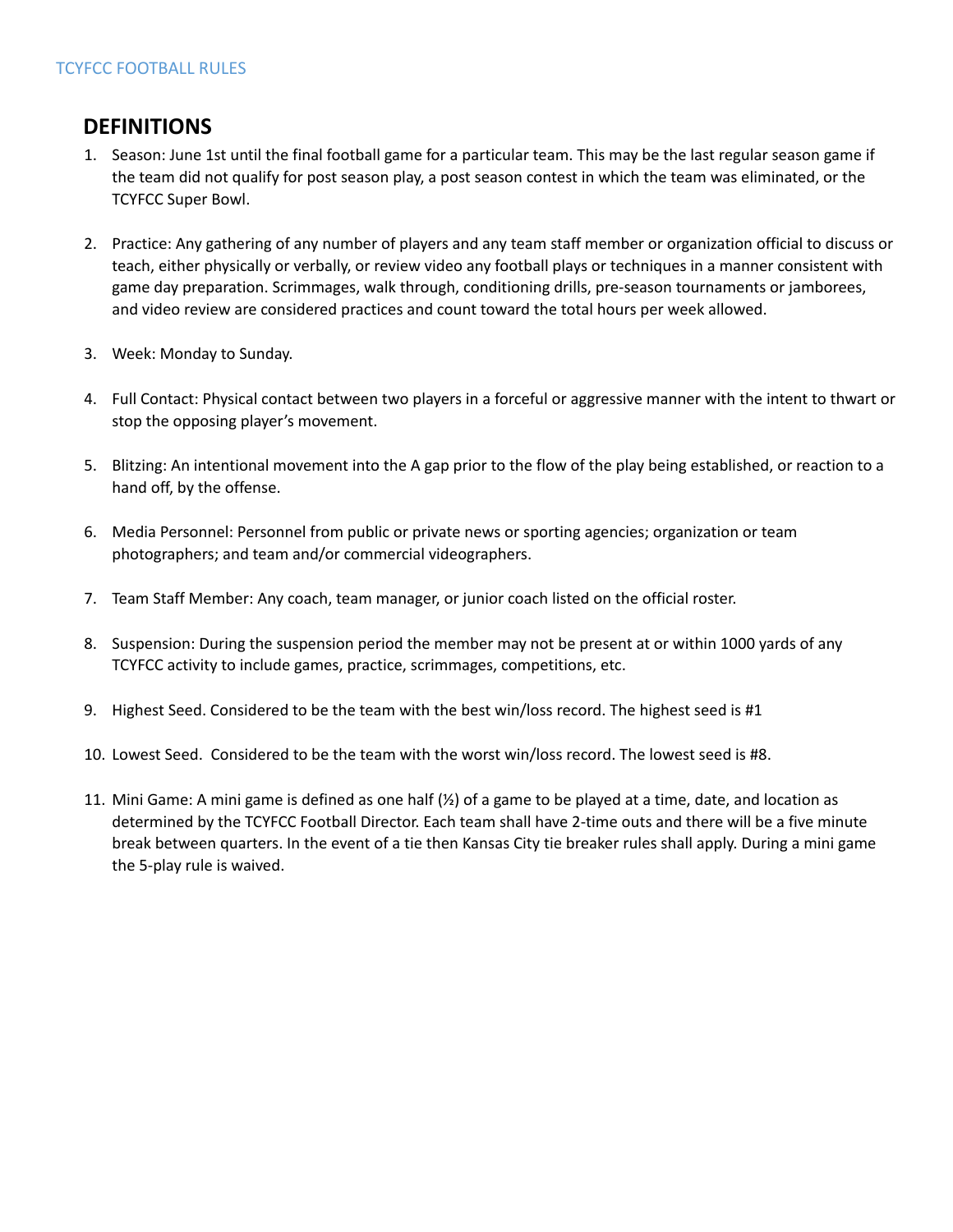## DEFINITIONS

1. Season: June 1st until the final football game for a particular team. This may be the last regular season game if the team did not qualify for post season play, a post season contest in which the team was eliminated, or the TCYFCC Super Bowl.

2. Practice: Any gathering of any number of players and any team staff member or organization official to discuss or teach, either physically or verbally, or review video any football plays or techniques in a manner consistent with game day preparation. Scrimmages, walk through, conditioning drills, pre-season tournaments or jamborees, and video review are considered practices and count toward the total hours per week allowed.

3. Week: Monday to Sunday.

4. Full Contact: Physical contact between two players in a forceful or aggressive manner with the intent to thwart or stop the opposing player's movement.

5. Blitzing: An intentional movement into the A gap prior to the flow of the play being established, or reaction to a hand off, by the offense.

6. Media Personnel: Personnel from public or private news or sporting agencies; organization or team photographers; and team and/or commercial videographers.

7. Team Staff Member: Any coach, team manager, or junior coach listed on the official roster.

8. Suspension: During the suspension period the member may not be present at or within 1000 yards of any TCYFCC activity to include games, practice, scrimmages, competitions, etc.

9. Highest Seed. Considered to be the team with the best win/loss record. The highest seed is #1

10. Lowest Seed. Considered to be the team with the worst win/loss record. The lowest seed is #8.

11. Mini Game: A mini game is defined as one half (½) of a game to be played at a time, date, and location as determined by the TCYFCC Football Director. Each team shall have 2-time outs and there will be a five minute break between quarters. In the event of a tie then Kansas City tie breaker rules shall apply. During a mini game the 5-play rule is waived.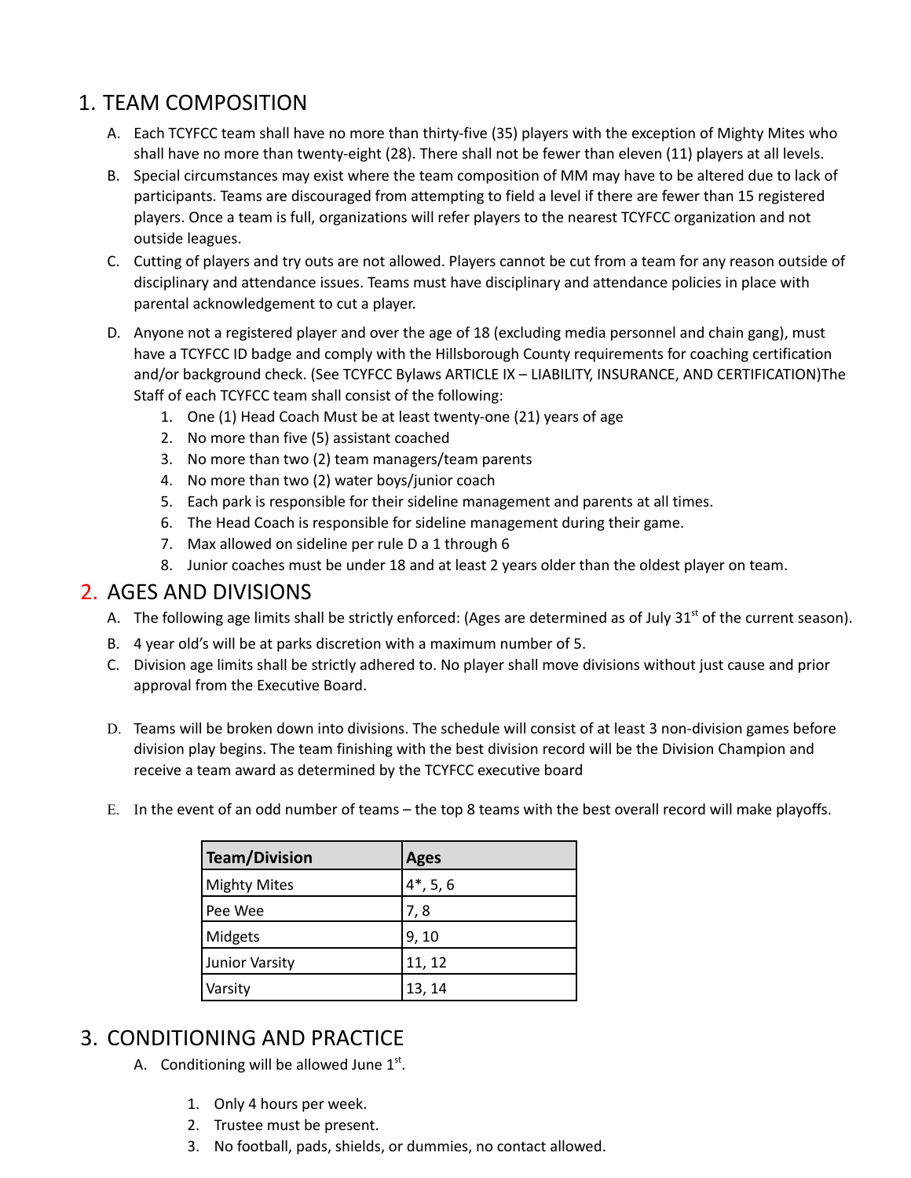## 1. TEAM COMPOSITION

A. Each TCYFCC team shall have no more than thirty-five (35) players with the exception of Mighty Mites who shall have no more than twenty-eight (28). There shall not be fewer than eleven (11) players at all levels.

B. Special circumstances may exist where the team composition of MM may have to be altered due to lack of participants. Teams are discouraged from attempting to field a level if there are fewer than 15 registered players. Once a team is full, organizations will refer players to the nearest TCYFCC organization and not outside leagues.

C. Cutting of players and try outs are not allowed. Players cannot be cut from a team for any reason outside of disciplinary and attendance issues. Teams must have disciplinary and attendance policies in place with parental acknowledgement to cut a player.

D. Anyone not a registered player and over the age of 18 (excluding media personnel and chain gang), must have a TCYFCC ID badge and comply with the Hillsborough County requirements for coaching certification and/or background check. (See TCYFCC Bylaws ARTICLE IX – LIABILITY, INSURANCE, AND CERTIFICATION)The Staff of each TCYFCC team shall consist of the following:

1. One (1) Head Coach Must be at least twenty-one (21) years of age
2. No more than five (5) assistant coached
3. No more than two (2) team managers/team parents
4. No more than two (2) water boys/junior coach
5. Each park is responsible for their sideline management and parents at all times.
6. The Head Coach is responsible for sideline management during their game.
7. Max allowed on sideline per rule D a 1 through 6
8. Junior coaches must be under 18 and at least 2 years older than the oldest player on team.

## 2. AGES AND DIVISIONS

A. The following age limits shall be strictly enforced: (Ages are determined as of July 31st of the current season).

B. 4 year old's will be at parks discretion with a maximum number of 5.

C. Division age limits shall be strictly adhered to. No player shall move divisions without just cause and prior approval from the Executive Board.

D. Teams will be broken down into divisions. The schedule will consist of at least 3 non-division games before division play begins. The team finishing with the best division record will be the Division Champion and receive a team award as determined by the TCYFCC executive board

E. In the event of an odd number of teams – the top 8 teams with the best overall record will make playoffs.

| Team/Division | Ages |
|---|---|
| Mighty Mites | 4*, 5, 6 |
| Pee Wee | 7, 8 |
| Midgets | 9, 10 |
| Junior Varsity | 11, 12 |
| Varsity | 13, 14 |

## 3. CONDITIONING AND PRACTICE

A. Conditioning will be allowed June 1st.

1. Only 4 hours per week.
2. Trustee must be present.
3. No football, pads, shields, or dummies, no contact allowed.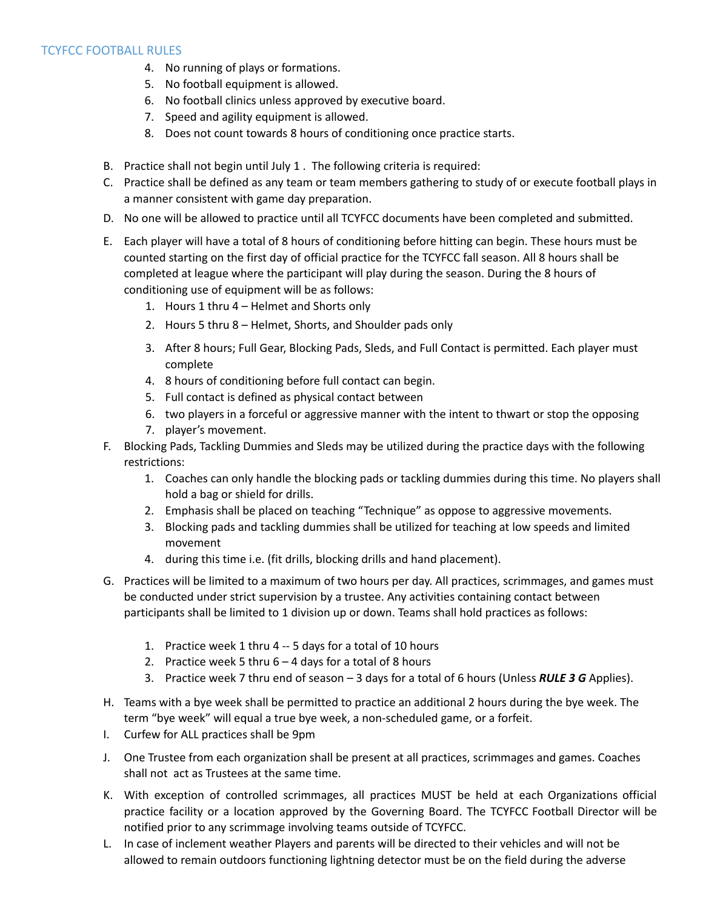4. No running of plays or formations.
5. No football equipment is allowed.
6. No football clinics unless approved by executive board.
7. Speed and agility equipment is allowed.
8. Does not count towards 8 hours of conditioning once practice starts.

B. Practice shall not begin until July 1 . The following criteria is required:

C. Practice shall be defined as any team or team members gathering to study of or execute football plays in a manner consistent with game day preparation.

D. No one will be allowed to practice until all TCYFCC documents have been completed and submitted.

E. Each player will have a total of 8 hours of conditioning before hitting can begin. These hours must be counted starting on the first day of official practice for the TCYFCC fall season. All 8 hours shall be completed at league where the participant will play during the season. During the 8 hours of conditioning use of equipment will be as follows:
   1. Hours 1 thru 4 – Helmet and Shorts only
   2. Hours 5 thru 8 – Helmet, Shorts, and Shoulder pads only
   3. After 8 hours; Full Gear, Blocking Pads, Sleds, and Full Contact is permitted. Each player must complete
   4. 8 hours of conditioning before full contact can begin.
   5. Full contact is defined as physical contact between
   6. two players in a forceful or aggressive manner with the intent to thwart or stop the opposing
   7. player's movement.

F. Blocking Pads, Tackling Dummies and Sleds may be utilized during the practice days with the following restrictions:
   1. Coaches can only handle the blocking pads or tackling dummies during this time. No players shall hold a bag or shield for drills.
   2. Emphasis shall be placed on teaching "Technique" as oppose to aggressive movements.
   3. Blocking pads and tackling dummies shall be utilized for teaching at low speeds and limited movement
   4. during this time i.e. (fit drills, blocking drills and hand placement).

G. Practices will be limited to a maximum of two hours per day. All practices, scrimmages, and games must be conducted under strict supervision by a trustee. Any activities containing contact between participants shall be limited to 1 division up or down. Teams shall hold practices as follows:
   1. Practice week 1 thru 4 -- 5 days for a total of 10 hours
   2. Practice week 5 thru 6 – 4 days for a total of 8 hours
   3. Practice week 7 thru end of season – 3 days for a total of 6 hours (Unless ***RULE 3 G*** Applies).

H. Teams with a bye week shall be permitted to practice an additional 2 hours during the bye week. The term "bye week" will equal a true bye week, a non-scheduled game, or a forfeit.

I. Curfew for ALL practices shall be 9pm

J. One Trustee from each organization shall be present at all practices, scrimmages and games. Coaches shall not act as Trustees at the same time.

K. With exception of controlled scrimmages, all practices MUST be held at each Organizations official practice facility or a location approved by the Governing Board. The TCYFCC Football Director will be notified prior to any scrimmage involving teams outside of TCYFCC.

L. In case of inclement weather Players and parents will be directed to their vehicles and will not be allowed to remain outdoors functioning lightning detector must be on the field during the adverse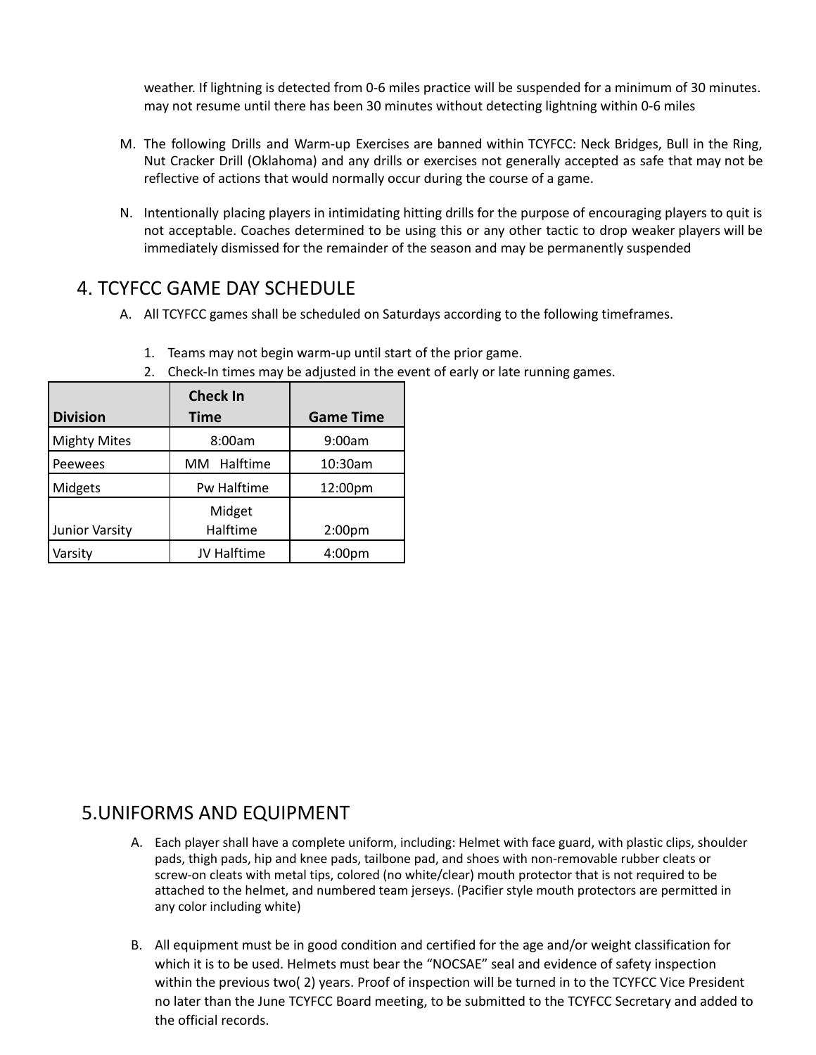weather. If lightning is detected from 0-6 miles practice will be suspended for a minimum of 30 minutes. may not resume until there has been 30 minutes without detecting lightning within 0-6 miles

M. The following Drills and Warm-up Exercises are banned within TCYFCC: Neck Bridges, Bull in the Ring, Nut Cracker Drill (Oklahoma) and any drills or exercises not generally accepted as safe that may not be reflective of actions that would normally occur during the course of a game.

N. Intentionally placing players in intimidating hitting drills for the purpose of encouraging players to quit is not acceptable. Coaches determined to be using this or any other tactic to drop weaker players will be immediately dismissed for the remainder of the season and may be permanently suspended

## 4. TCYFCC GAME DAY SCHEDULE

A. All TCYFCC games shall be scheduled on Saturdays according to the following timeframes.

1. Teams may not begin warm-up until start of the prior game.
2. Check-In times may be adjusted in the event of early or late running games.

| Division | Check In Time | Game Time |
|---|---|---|
| Mighty Mites | 8:00am | 9:00am |
| Peewees | MM Halftime | 10:30am |
| Midgets | Pw Halftime | 12:00pm |
| Junior Varsity | Midget Halftime | 2:00pm |
| Varsity | JV Halftime | 4:00pm |

## 5. UNIFORMS AND EQUIPMENT

A. Each player shall have a complete uniform, including: Helmet with face guard, with plastic clips, shoulder pads, thigh pads, hip and knee pads, tailbone pad, and shoes with non-removable rubber cleats or screw-on cleats with metal tips, colored (no white/clear) mouth protector that is not required to be attached to the helmet, and numbered team jerseys. (Pacifier style mouth protectors are permitted in any color including white)

B. All equipment must be in good condition and certified for the age and/or weight classification for which it is to be used. Helmets must bear the “NOCSAE” seal and evidence of safety inspection within the previous two( 2) years. Proof of inspection will be turned in to the TCYFCC Vice President no later than the June TCYFCC Board meeting, to be submitted to the TCYFCC Secretary and added to the official records.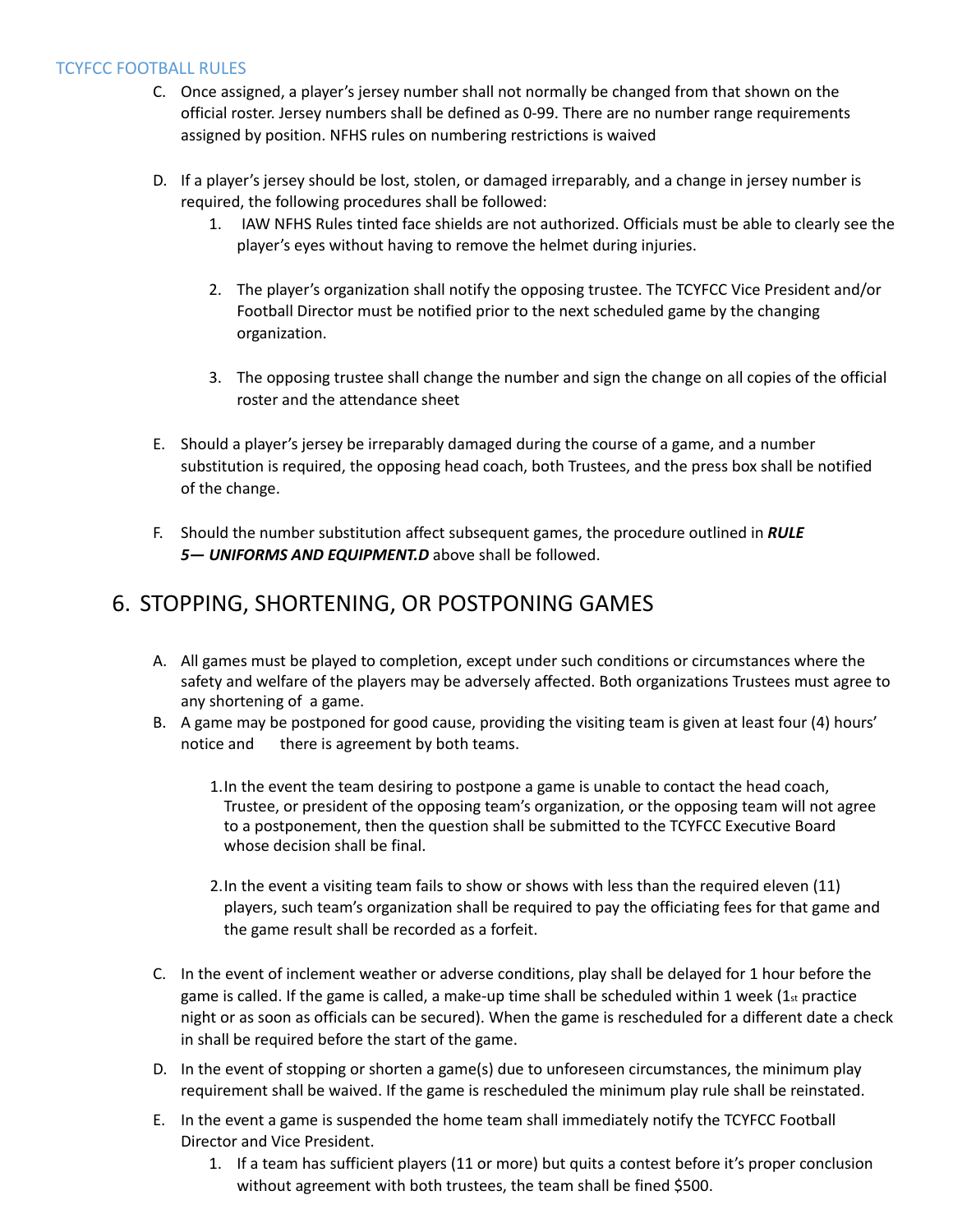C. Once assigned, a player's jersey number shall not normally be changed from that shown on the official roster. Jersey numbers shall be defined as 0-99. There are no number range requirements assigned by position. NFHS rules on numbering restrictions is waived

D. If a player's jersey should be lost, stolen, or damaged irreparably, and a change in jersey number is required, the following procedures shall be followed:

   1. IAW NFHS Rules tinted face shields are not authorized. Officials must be able to clearly see the player's eyes without having to remove the helmet during injuries.

   2. The player's organization shall notify the opposing trustee. The TCYFCC Vice President and/or Football Director must be notified prior to the next scheduled game by the changing organization.

   3. The opposing trustee shall change the number and sign the change on all copies of the official roster and the attendance sheet

E. Should a player's jersey be irreparably damaged during the course of a game, and a number substitution is required, the opposing head coach, both Trustees, and the press box shall be notified of the change.

F. Should the number substitution affect subsequent games, the procedure outlined in ***RULE 5— UNIFORMS AND EQUIPMENT.D*** above shall be followed.

## 6. STOPPING, SHORTENING, OR POSTPONING GAMES

A. All games must be played to completion, except under such conditions or circumstances where the safety and welfare of the players may be adversely affected. Both organizations Trustees must agree to any shortening of a game.

B. A game may be postponed for good cause, providing the visiting team is given at least four (4) hours' notice and there is agreement by both teams.

   1. In the event the team desiring to postpone a game is unable to contact the head coach, Trustee, or president of the opposing team's organization, or the opposing team will not agree to a postponement, then the question shall be submitted to the TCYFCC Executive Board whose decision shall be final.

   2. In the event a visiting team fails to show or shows with less than the required eleven (11) players, such team's organization shall be required to pay the officiating fees for that game and the game result shall be recorded as a forfeit.

C. In the event of inclement weather or adverse conditions, play shall be delayed for 1 hour before the game is called. If the game is called, a make-up time shall be scheduled within 1 week (1st practice night or as soon as officials can be secured). When the game is rescheduled for a different date a check in shall be required before the start of the game.

D. In the event of stopping or shorten a game(s) due to unforeseen circumstances, the minimum play requirement shall be waived. If the game is rescheduled the minimum play rule shall be reinstated.

E. In the event a game is suspended the home team shall immediately notify the TCYFCC Football Director and Vice President.

   1. If a team has sufficient players (11 or more) but quits a contest before it's proper conclusion without agreement with both trustees, the team shall be fined $500.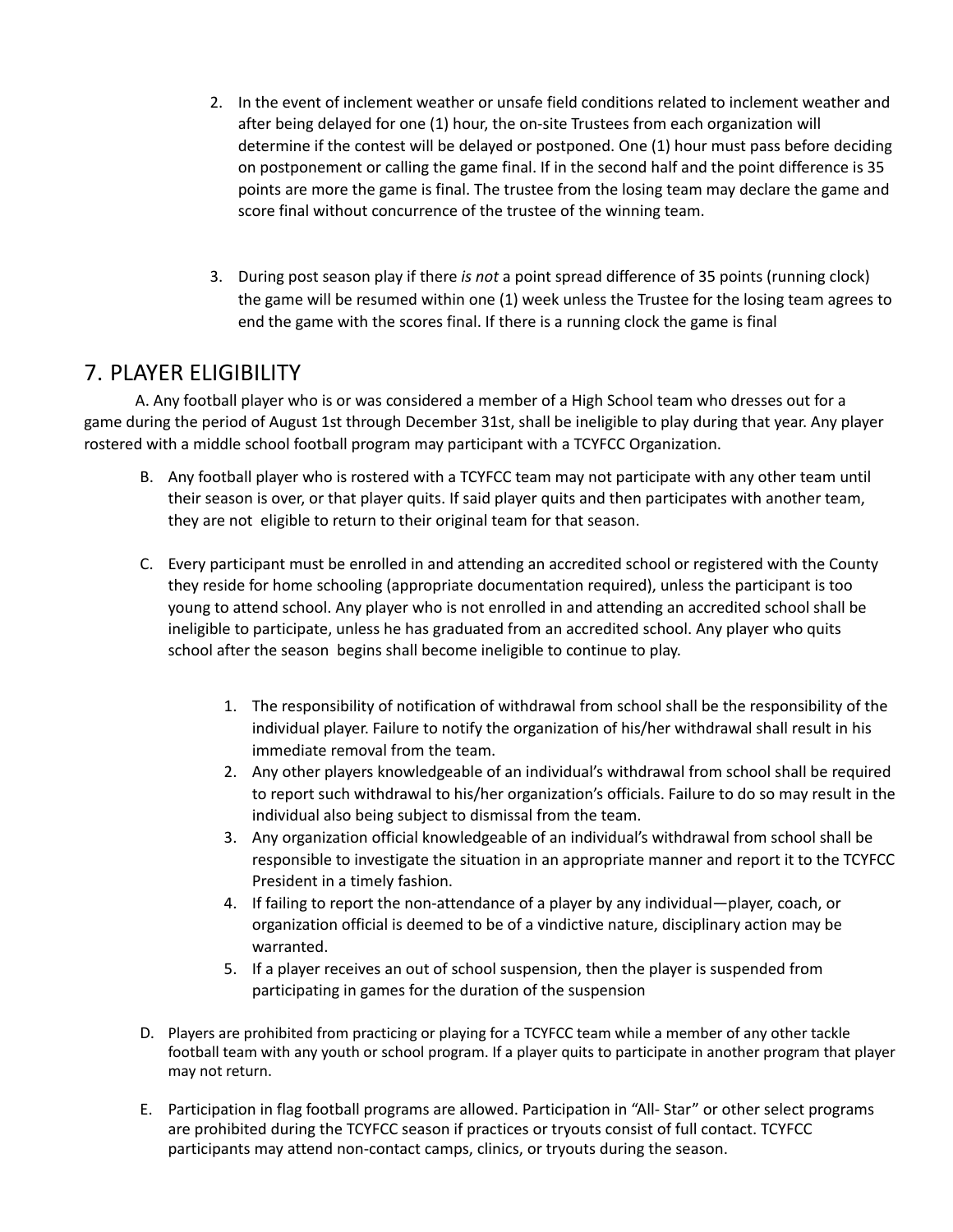2. In the event of inclement weather or unsafe field conditions related to inclement weather and after being delayed for one (1) hour, the on-site Trustees from each organization will determine if the contest will be delayed or postponed. One (1) hour must pass before deciding on postponement or calling the game final. If in the second half and the point difference is 35 points are more the game is final. The trustee from the losing team may declare the game and score final without concurrence of the trustee of the winning team.

3. During post season play if there *is not* a point spread difference of 35 points (running clock) the game will be resumed within one (1) week unless the Trustee for the losing team agrees to end the game with the scores final. If there is a running clock the game is final

## 7. PLAYER ELIGIBILITY

A. Any football player who is or was considered a member of a High School team who dresses out for a game during the period of August 1st through December 31st, shall be ineligible to play during that year. Any player rostered with a middle school football program may participant with a TCYFCC Organization.

B. Any football player who is rostered with a TCYFCC team may not participate with any other team until their season is over, or that player quits. If said player quits and then participates with another team, they are not eligible to return to their original team for that season.

C. Every participant must be enrolled in and attending an accredited school or registered with the County they reside for home schooling (appropriate documentation required), unless the participant is too young to attend school. Any player who is not enrolled in and attending an accredited school shall be ineligible to participate, unless he has graduated from an accredited school. Any player who quits school after the season begins shall become ineligible to continue to play.

1. The responsibility of notification of withdrawal from school shall be the responsibility of the individual player. Failure to notify the organization of his/her withdrawal shall result in his immediate removal from the team.
2. Any other players knowledgeable of an individual's withdrawal from school shall be required to report such withdrawal to his/her organization's officials. Failure to do so may result in the individual also being subject to dismissal from the team.
3. Any organization official knowledgeable of an individual's withdrawal from school shall be responsible to investigate the situation in an appropriate manner and report it to the TCYFCC President in a timely fashion.
4. If failing to report the non-attendance of a player by any individual—player, coach, or organization official is deemed to be of a vindictive nature, disciplinary action may be warranted.
5. If a player receives an out of school suspension, then the player is suspended from participating in games for the duration of the suspension

D. Players are prohibited from practicing or playing for a TCYFCC team while a member of any other tackle football team with any youth or school program. If a player quits to participate in another program that player may not return.

E. Participation in flag football programs are allowed. Participation in "All- Star" or other select programs are prohibited during the TCYFCC season if practices or tryouts consist of full contact. TCYFCC participants may attend non-contact camps, clinics, or tryouts during the season.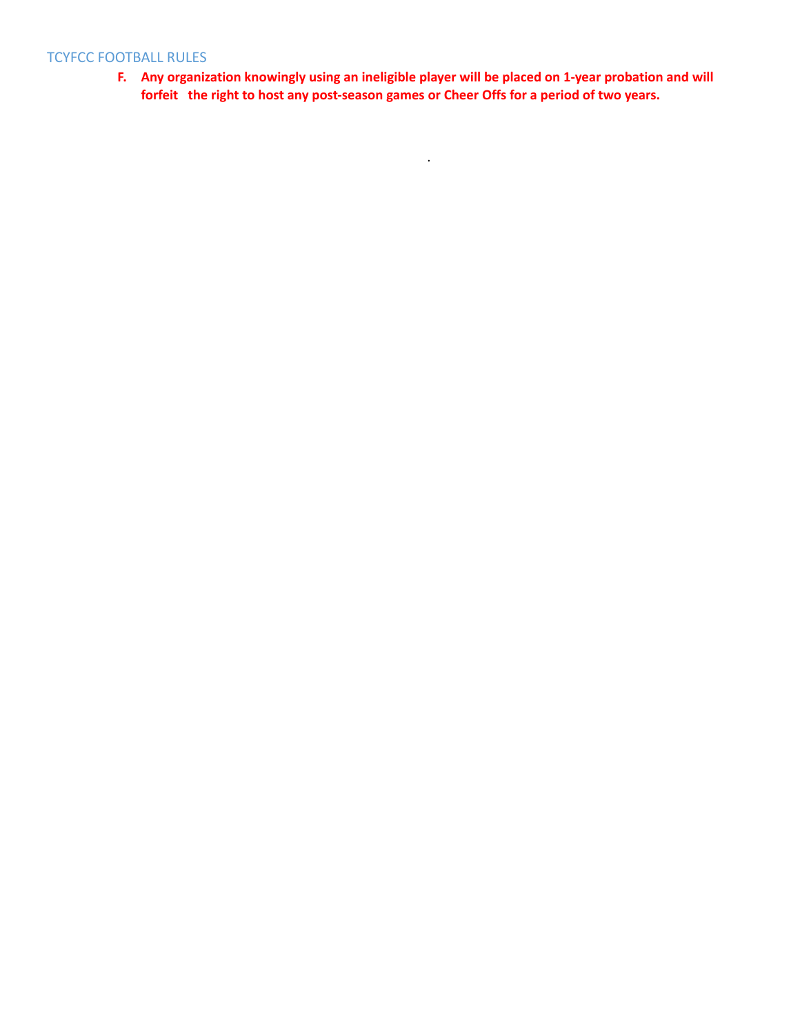**F. Any organization knowingly using an ineligible player will be placed on 1-year probation and will forfeit the right to host any post-season games or Cheer Offs for a period of two years.**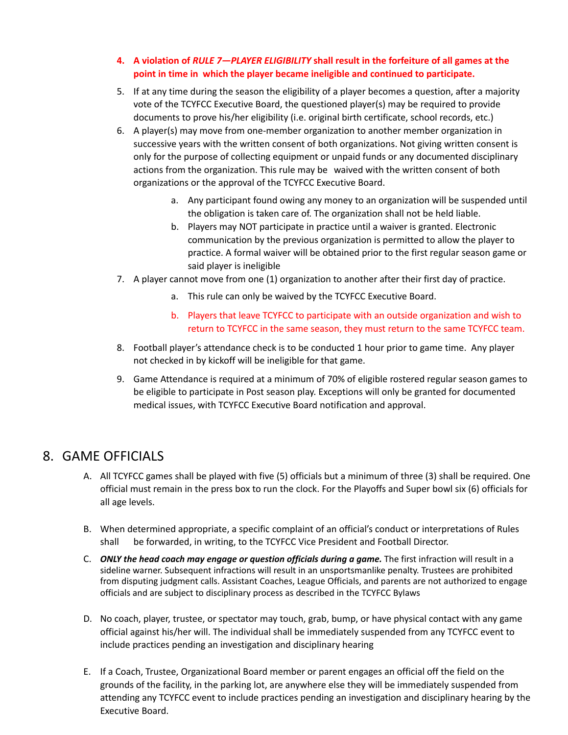4. **A violation of *RULE 7—PLAYER ELIGIBILITY* shall result in the forfeiture of all games at the point in time in which the player became ineligible and continued to participate.**
5. If at any time during the season the eligibility of a player becomes a question, after a majority vote of the TCYFCC Executive Board, the questioned player(s) may be required to provide documents to prove his/her eligibility (i.e. original birth certificate, school records, etc.)
6. A player(s) may move from one-member organization to another member organization in successive years with the written consent of both organizations. Not giving written consent is only for the purpose of collecting equipment or unpaid funds or any documented disciplinary actions from the organization. This rule may be waived with the written consent of both organizations or the approval of the TCYFCC Executive Board.
    a. Any participant found owing any money to an organization will be suspended until the obligation is taken care of. The organization shall not be held liable.
    b. Players may NOT participate in practice until a waiver is granted. Electronic communication by the previous organization is permitted to allow the player to practice. A formal waiver will be obtained prior to the first regular season game or said player is ineligible
7. A player cannot move from one (1) organization to another after their first day of practice.
    a. This rule can only be waived by the TCYFCC Executive Board.
    b. Players that leave TCYFCC to participate with an outside organization and wish to return to TCYFCC in the same season, they must return to the same TCYFCC team.
8. Football player's attendance check is to be conducted 1 hour prior to game time. Any player not checked in by kickoff will be ineligible for that game.
9. Game Attendance is required at a minimum of 70% of eligible rostered regular season games to be eligible to participate in Post season play. Exceptions will only be granted for documented medical issues, with TCYFCC Executive Board notification and approval.

# 8. GAME OFFICIALS

A. All TCYFCC games shall be played with five (5) officials but a minimum of three (3) shall be required. One official must remain in the press box to run the clock. For the Playoffs and Super bowl six (6) officials for all age levels.

B. When determined appropriate, a specific complaint of an official's conduct or interpretations of Rules shall be forwarded, in writing, to the TCYFCC Vice President and Football Director.

C. ***ONLY the head coach may engage or question officials during a game.*** The first infraction will result in a sideline warner. Subsequent infractions will result in an unsportsmanlike penalty. Trustees are prohibited from disputing judgment calls. Assistant Coaches, League Officials, and parents are not authorized to engage officials and are subject to disciplinary process as described in the TCYFCC Bylaws

D. No coach, player, trustee, or spectator may touch, grab, bump, or have physical contact with any game official against his/her will. The individual shall be immediately suspended from any TCYFCC event to include practices pending an investigation and disciplinary hearing

E. If a Coach, Trustee, Organizational Board member or parent engages an official off the field on the grounds of the facility, in the parking lot, are anywhere else they will be immediately suspended from attending any TCYFCC event to include practices pending an investigation and disciplinary hearing by the Executive Board.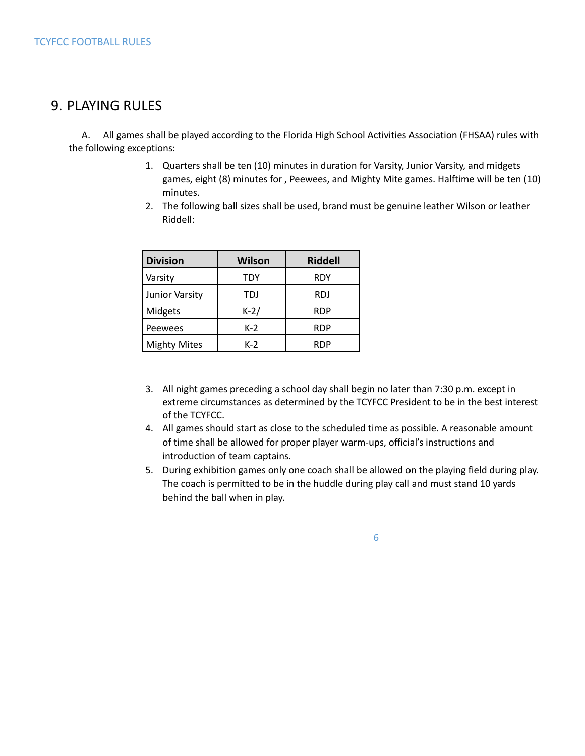## 9. PLAYING RULES

A. All games shall be played according to the Florida High School Activities Association (FHSAA) rules with the following exceptions:

1. Quarters shall be ten (10) minutes in duration for Varsity, Junior Varsity, and midgets games, eight (8) minutes for , Peewees, and Mighty Mite games. Halftime will be ten (10) minutes.
2. The following ball sizes shall be used, brand must be genuine leather Wilson or leather Riddell:

| Division | Wilson | Riddell |
|---|---|---|
| Varsity | TDY | RDY |
| Junior Varsity | TDJ | RDJ |
| Midgets | K-2/ | RDP |
| Peewees | K-2 | RDP |
| Mighty Mites | K-2 | RDP |

3. All night games preceding a school day shall begin no later than 7:30 p.m. except in extreme circumstances as determined by the TCYFCC President to be in the best interest of the TCYFCC.
4. All games should start as close to the scheduled time as possible. A reasonable amount of time shall be allowed for proper player warm-ups, official's instructions and introduction of team captains.
5. During exhibition games only one coach shall be allowed on the playing field during play. The coach is permitted to be in the huddle during play call and must stand 10 yards behind the ball when in play.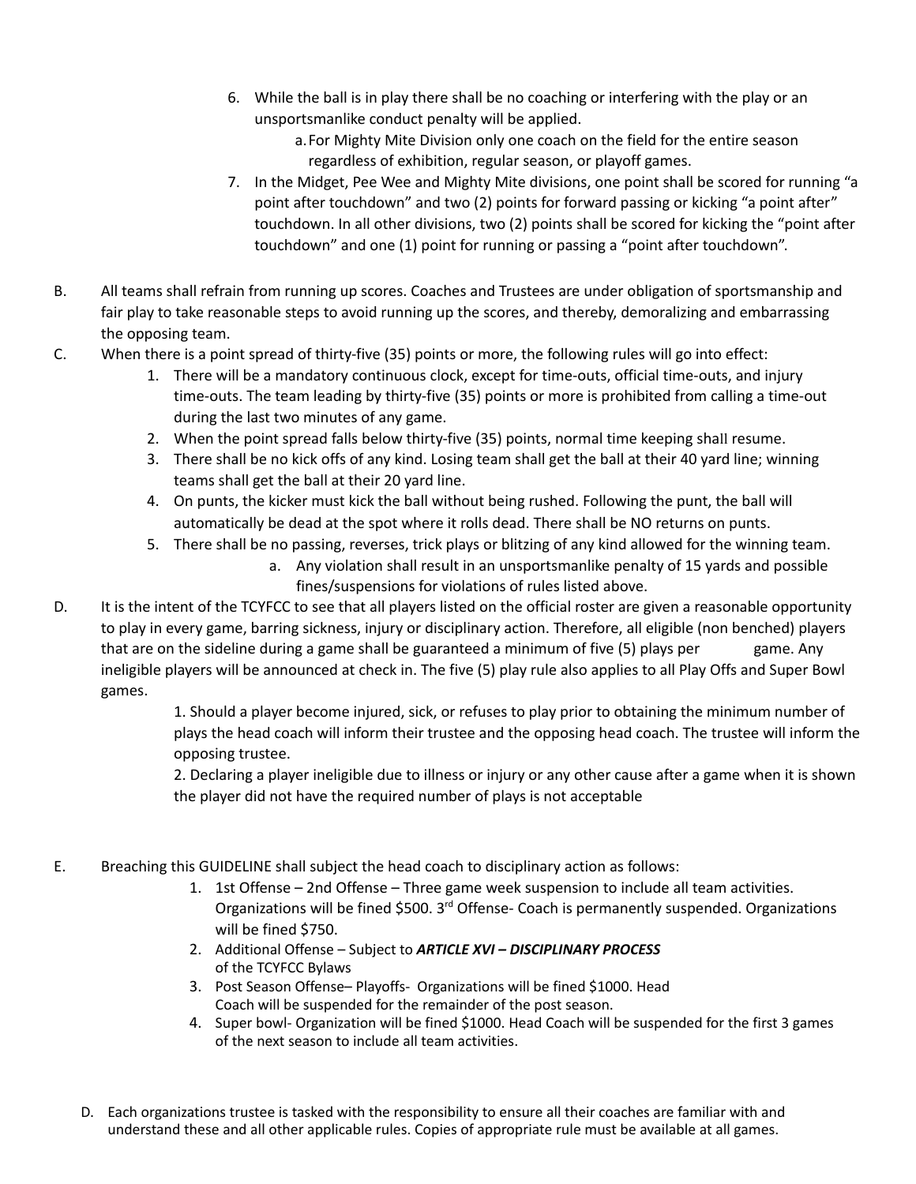6. While the ball is in play there shall be no coaching or interfering with the play or an unsportsmanlike conduct penalty will be applied.
    a. For Mighty Mite Division only one coach on the field for the entire season regardless of exhibition, regular season, or playoff games.
7. In the Midget, Pee Wee and Mighty Mite divisions, one point shall be scored for running "a point after touchdown" and two (2) points for forward passing or kicking "a point after" touchdown. In all other divisions, two (2) points shall be scored for kicking the "point after touchdown" and one (1) point for running or passing a "point after touchdown".

B. All teams shall refrain from running up scores. Coaches and Trustees are under obligation of sportsmanship and fair play to take reasonable steps to avoid running up the scores, and thereby, demoralizing and embarrassing the opposing team.

C. When there is a point spread of thirty-five (35) points or more, the following rules will go into effect:
1. There will be a mandatory continuous clock, except for time-outs, official time-outs, and injury time-outs. The team leading by thirty-five (35) points or more is prohibited from calling a time-out during the last two minutes of any game.
2. When the point spread falls below thirty-five (35) points, normal time keeping shall resume.
3. There shall be no kick offs of any kind. Losing team shall get the ball at their 40 yard line; winning teams shall get the ball at their 20 yard line.
4. On punts, the kicker must kick the ball without being rushed. Following the punt, the ball will automatically be dead at the spot where it rolls dead. There shall be NO returns on punts.
5. There shall be no passing, reverses, trick plays or blitzing of any kind allowed for the winning team.
    a. Any violation shall result in an unsportsmanlike penalty of 15 yards and possible fines/suspensions for violations of rules listed above.

D. It is the intent of the TCYFCC to see that all players listed on the official roster are given a reasonable opportunity to play in every game, barring sickness, injury or disciplinary action. Therefore, all eligible (non benched) players that are on the sideline during a game shall be guaranteed a minimum of five (5) plays per game. Any ineligible players will be announced at check in. The five (5) play rule also applies to all Play Offs and Super Bowl games.

1. Should a player become injured, sick, or refuses to play prior to obtaining the minimum number of plays the head coach will inform their trustee and the opposing head coach. The trustee will inform the opposing trustee.

2. Declaring a player ineligible due to illness or injury or any other cause after a game when it is shown the player did not have the required number of plays is not acceptable

E. Breaching this GUIDELINE shall subject the head coach to disciplinary action as follows:
1. 1st Offense – 2nd Offense – Three game week suspension to include all team activities. Organizations will be fined $500. 3rd Offense- Coach is permanently suspended. Organizations will be fined $750.
2. Additional Offense – Subject to ***ARTICLE XVI – DISCIPLINARY PROCESS*** of the TCYFCC Bylaws
3. Post Season Offense– Playoffs- Organizations will be fined $1000. Head Coach will be suspended for the remainder of the post season.
4. Super bowl- Organization will be fined $1000. Head Coach will be suspended for the first 3 games of the next season to include all team activities.

D. Each organizations trustee is tasked with the responsibility to ensure all their coaches are familiar with and understand these and all other applicable rules. Copies of appropriate rule must be available at all games.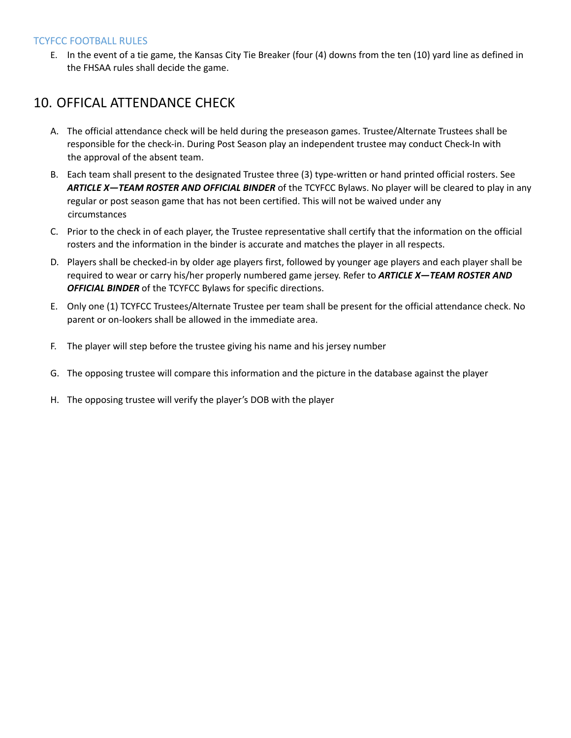E. In the event of a tie game, the Kansas City Tie Breaker (four (4) downs from the ten (10) yard line as defined in the FHSAA rules shall decide the game.

## 10. OFFICAL ATTENDANCE CHECK

A. The official attendance check will be held during the preseason games. Trustee/Alternate Trustees shall be responsible for the check-in. During Post Season play an independent trustee may conduct Check-In with the approval of the absent team.

B. Each team shall present to the designated Trustee three (3) type-written or hand printed official rosters. See ***ARTICLE X—TEAM ROSTER AND OFFICIAL BINDER*** of the TCYFCC Bylaws. No player will be cleared to play in any regular or post season game that has not been certified. This will not be waived under any circumstances

C. Prior to the check in of each player, the Trustee representative shall certify that the information on the official rosters and the information in the binder is accurate and matches the player in all respects.

D. Players shall be checked-in by older age players first, followed by younger age players and each player shall be required to wear or carry his/her properly numbered game jersey. Refer to ***ARTICLE X—TEAM ROSTER AND OFFICIAL BINDER*** of the TCYFCC Bylaws for specific directions.

E. Only one (1) TCYFCC Trustees/Alternate Trustee per team shall be present for the official attendance check. No parent or on-lookers shall be allowed in the immediate area.

F. The player will step before the trustee giving his name and his jersey number

G. The opposing trustee will compare this information and the picture in the database against the player

H. The opposing trustee will verify the player's DOB with the player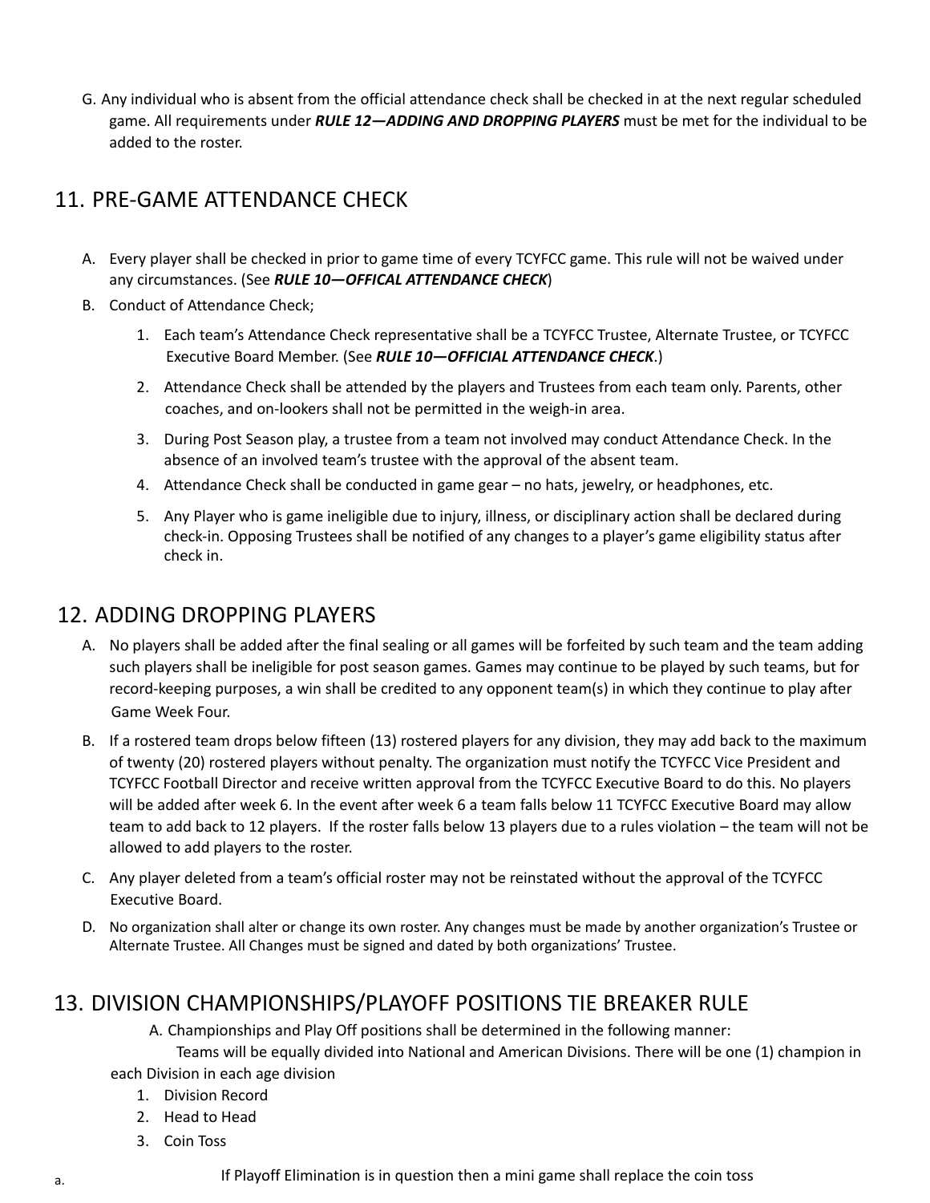G. Any individual who is absent from the official attendance check shall be checked in at the next regular scheduled game. All requirements under ***RULE 12—ADDING AND DROPPING PLAYERS*** must be met for the individual to be added to the roster.

## 11. PRE-GAME ATTENDANCE CHECK

A. Every player shall be checked in prior to game time of every TCYFCC game. This rule will not be waived under any circumstances. (See ***RULE 10—OFFICAL ATTENDANCE CHECK***)

B. Conduct of Attendance Check;

1. Each team's Attendance Check representative shall be a TCYFCC Trustee, Alternate Trustee, or TCYFCC Executive Board Member. (See ***RULE 10—OFFICIAL ATTENDANCE CHECK***.)
2. Attendance Check shall be attended by the players and Trustees from each team only. Parents, other coaches, and on-lookers shall not be permitted in the weigh-in area.
3. During Post Season play, a trustee from a team not involved may conduct Attendance Check. In the absence of an involved team's trustee with the approval of the absent team.
4. Attendance Check shall be conducted in game gear – no hats, jewelry, or headphones, etc.
5. Any Player who is game ineligible due to injury, illness, or disciplinary action shall be declared during check-in. Opposing Trustees shall be notified of any changes to a player's game eligibility status after check in.

## 12. ADDING DROPPING PLAYERS

A. No players shall be added after the final sealing or all games will be forfeited by such team and the team adding such players shall be ineligible for post season games. Games may continue to be played by such teams, but for record-keeping purposes, a win shall be credited to any opponent team(s) in which they continue to play after Game Week Four.

B. If a rostered team drops below fifteen (13) rostered players for any division, they may add back to the maximum of twenty (20) rostered players without penalty. The organization must notify the TCYFCC Vice President and TCYFCC Football Director and receive written approval from the TCYFCC Executive Board to do this. No players will be added after week 6. In the event after week 6 a team falls below 11 TCYFCC Executive Board may allow team to add back to 12 players. If the roster falls below 13 players due to a rules violation – the team will not be allowed to add players to the roster.

C. Any player deleted from a team's official roster may not be reinstated without the approval of the TCYFCC Executive Board.

D. No organization shall alter or change its own roster. Any changes must be made by another organization's Trustee or Alternate Trustee. All Changes must be signed and dated by both organizations' Trustee.

## 13. DIVISION CHAMPIONSHIPS/PLAYOFF POSITIONS TIE BREAKER RULE

A. Championships and Play Off positions shall be determined in the following manner:

Teams will be equally divided into National and American Divisions. There will be one (1) champion in each Division in each age division

1. Division Record
2. Head to Head
3. Coin Toss

a. If Playoff Elimination is in question then a mini game shall replace the coin toss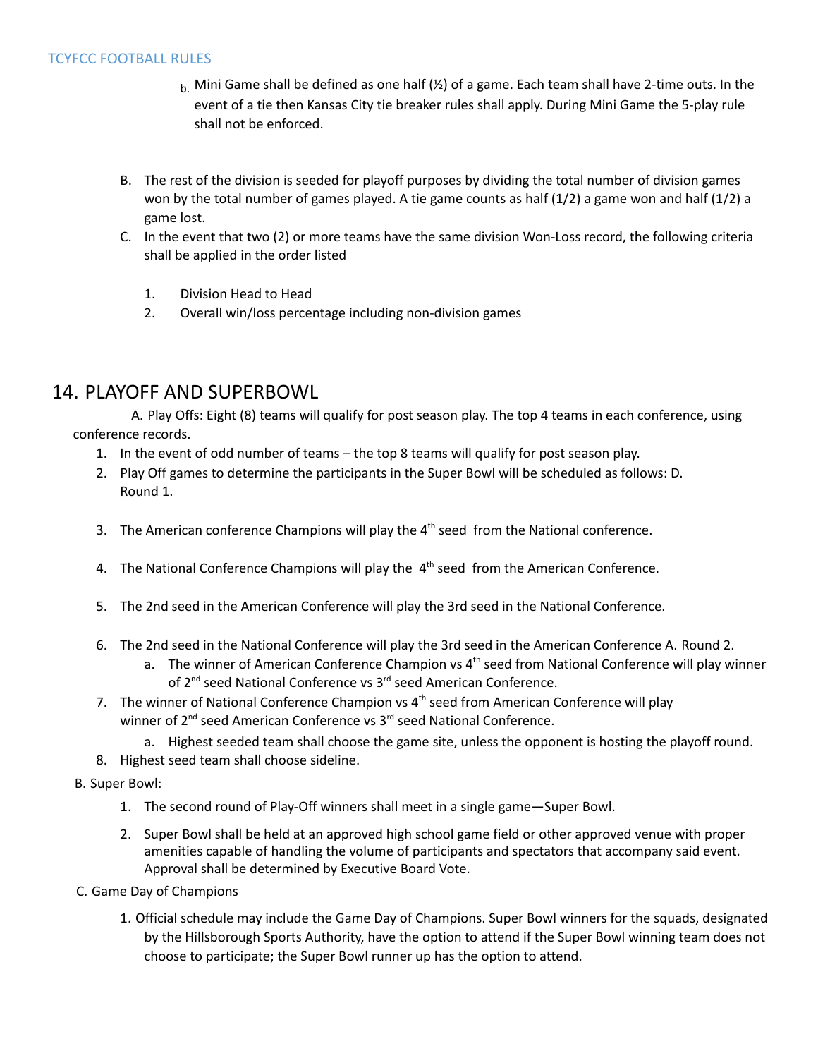b. Mini Game shall be defined as one half (½) of a game. Each team shall have 2-time outs. In the event of a tie then Kansas City tie breaker rules shall apply. During Mini Game the 5-play rule shall not be enforced.

B. The rest of the division is seeded for playoff purposes by dividing the total number of division games won by the total number of games played. A tie game counts as half (1/2) a game won and half (1/2) a game lost.

C. In the event that two (2) or more teams have the same division Won-Loss record, the following criteria shall be applied in the order listed

1. Division Head to Head
2. Overall win/loss percentage including non-division games

## 14. PLAYOFF AND SUPERBOWL

A. Play Offs: Eight (8) teams will qualify for post season play. The top 4 teams in each conference, using conference records.

1. In the event of odd number of teams – the top 8 teams will qualify for post season play.
2. Play Off games to determine the participants in the Super Bowl will be scheduled as follows: D. Round 1.
3. The American conference Champions will play the 4th seed from the National conference.
4. The National Conference Champions will play the 4th seed from the American Conference.
5. The 2nd seed in the American Conference will play the 3rd seed in the National Conference.
6. The 2nd seed in the National Conference will play the 3rd seed in the American Conference A. Round 2.
   a. The winner of American Conference Champion vs 4th seed from National Conference will play winner of 2nd seed National Conference vs 3rd seed American Conference.
7. The winner of National Conference Champion vs 4th seed from American Conference will play winner of 2nd seed American Conference vs 3rd seed National Conference.
   a. Highest seeded team shall choose the game site, unless the opponent is hosting the playoff round.
8. Highest seed team shall choose sideline.

B. Super Bowl:

1. The second round of Play-Off winners shall meet in a single game—Super Bowl.
2. Super Bowl shall be held at an approved high school game field or other approved venue with proper amenities capable of handling the volume of participants and spectators that accompany said event. Approval shall be determined by Executive Board Vote.

C. Game Day of Champions

1. Official schedule may include the Game Day of Champions. Super Bowl winners for the squads, designated by the Hillsborough Sports Authority, have the option to attend if the Super Bowl winning team does not choose to participate; the Super Bowl runner up has the option to attend.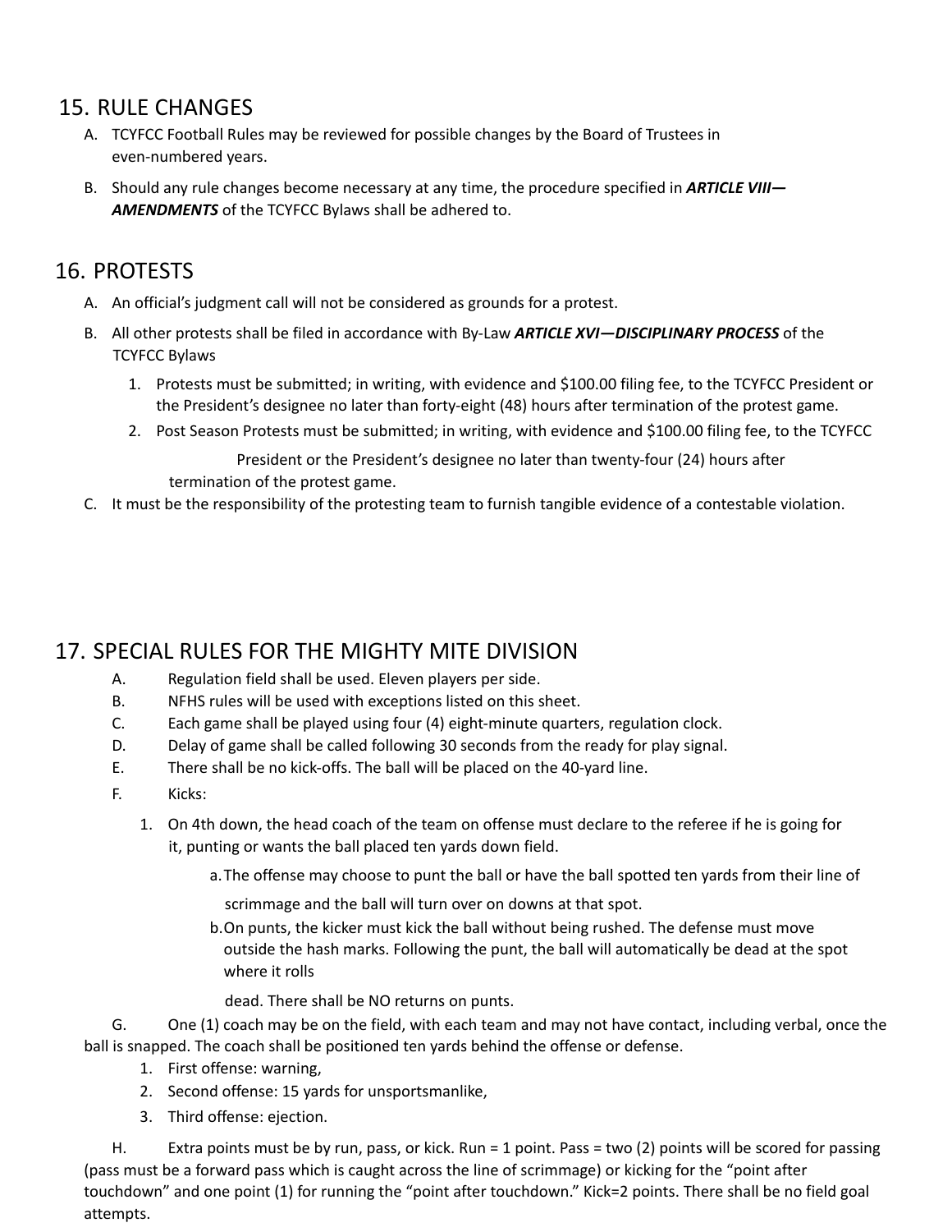## 15. RULE CHANGES

A. TCYFCC Football Rules may be reviewed for possible changes by the Board of Trustees in even-numbered years.

B. Should any rule changes become necessary at any time, the procedure specified in ***ARTICLE VIII—AMENDMENTS*** of the TCYFCC Bylaws shall be adhered to.

## 16. PROTESTS

A. An official's judgment call will not be considered as grounds for a protest.

B. All other protests shall be filed in accordance with By-Law ***ARTICLE XVI—DISCIPLINARY PROCESS*** of the TCYFCC Bylaws

1. Protests must be submitted; in writing, with evidence and $100.00 filing fee, to the TCYFCC President or the President's designee no later than forty-eight (48) hours after termination of the protest game.
2. Post Season Protests must be submitted; in writing, with evidence and $100.00 filing fee, to the TCYFCC President or the President's designee no later than twenty-four (24) hours after termination of the protest game.

C. It must be the responsibility of the protesting team to furnish tangible evidence of a contestable violation.

## 17. SPECIAL RULES FOR THE MIGHTY MITE DIVISION

A. Regulation field shall be used. Eleven players per side.

B. NFHS rules will be used with exceptions listed on this sheet.

C. Each game shall be played using four (4) eight-minute quarters, regulation clock.

D. Delay of game shall be called following 30 seconds from the ready for play signal.

E. There shall be no kick-offs. The ball will be placed on the 40-yard line.

F. Kicks:

1. On 4th down, the head coach of the team on offense must declare to the referee if he is going for it, punting or wants the ball placed ten yards down field.
   a. The offense may choose to punt the ball or have the ball spotted ten yards from their line of scrimmage and the ball will turn over on downs at that spot.
   b. On punts, the kicker must kick the ball without being rushed. The defense must move outside the hash marks. Following the punt, the ball will automatically be dead at the spot where it rolls dead. There shall be NO returns on punts.

G. One (1) coach may be on the field, with each team and may not have contact, including verbal, once the ball is snapped. The coach shall be positioned ten yards behind the offense or defense.

1. First offense: warning,
2. Second offense: 15 yards for unsportsmanlike,
3. Third offense: ejection.

H. Extra points must be by run, pass, or kick. Run = 1 point. Pass = two (2) points will be scored for passing (pass must be a forward pass which is caught across the line of scrimmage) or kicking for the "point after touchdown" and one point (1) for running the "point after touchdown." Kick=2 points. There shall be no field goal attempts.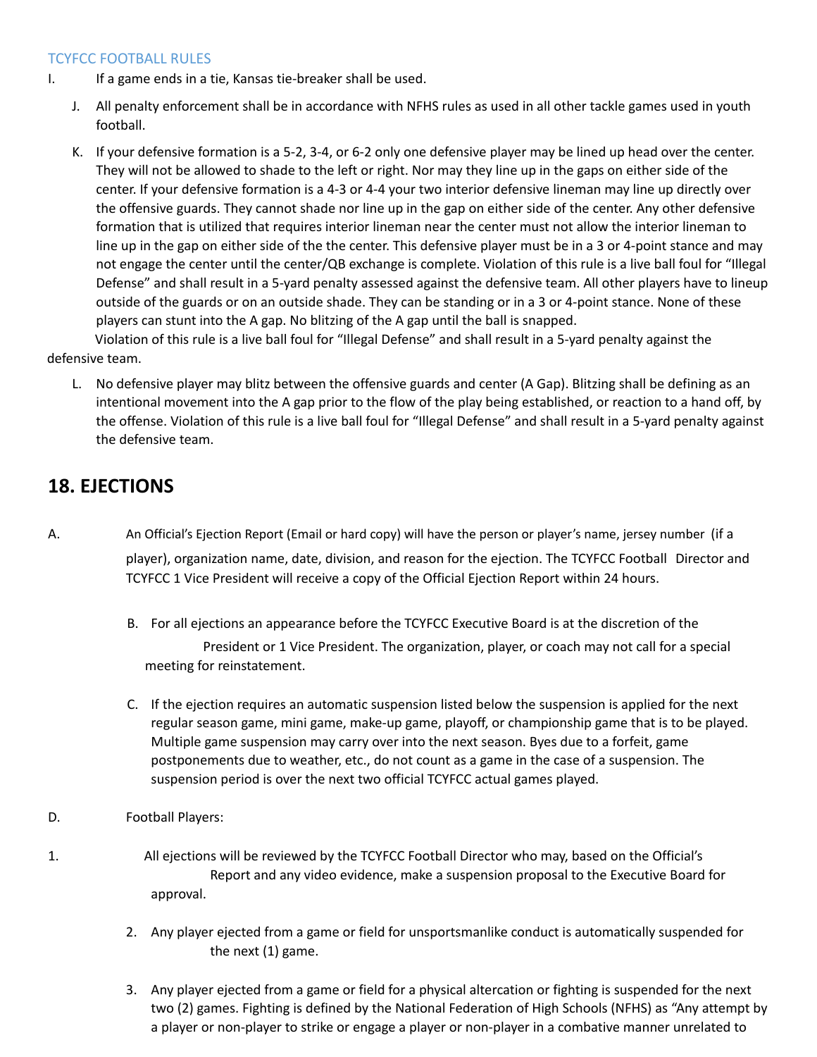TCYFCC FOOTBALL RULES

I. If a game ends in a tie, Kansas tie-breaker shall be used.

J. All penalty enforcement shall be in accordance with NFHS rules as used in all other tackle games used in youth football.

K. If your defensive formation is a 5-2, 3-4, or 6-2 only one defensive player may be lined up head over the center. They will not be allowed to shade to the left or right. Nor may they line up in the gaps on either side of the center. If your defensive formation is a 4-3 or 4-4 your two interior defensive lineman may line up directly over the offensive guards. They cannot shade nor line up in the gap on either side of the center. Any other defensive formation that is utilized that requires interior lineman near the center must not allow the interior lineman to line up in the gap on either side of the the center. This defensive player must be in a 3 or 4-point stance and may not engage the center until the center/QB exchange is complete. Violation of this rule is a live ball foul for "Illegal Defense" and shall result in a 5-yard penalty assessed against the defensive team. All other players have to lineup outside of the guards or on an outside shade. They can be standing or in a 3 or 4-point stance. None of these players can stunt into the A gap. No blitzing of the A gap until the ball is snapped.
Violation of this rule is a live ball foul for "Illegal Defense" and shall result in a 5-yard penalty against the defensive team.

L. No defensive player may blitz between the offensive guards and center (A Gap). Blitzing shall be defining as an intentional movement into the A gap prior to the flow of the play being established, or reaction to a hand off, by the offense. Violation of this rule is a live ball foul for "Illegal Defense" and shall result in a 5-yard penalty against the defensive team.

## 18. EJECTIONS

A. An Official's Ejection Report (Email or hard copy) will have the person or player's name, jersey number (if a player), organization name, date, division, and reason for the ejection. The TCYFCC Football Director and TCYFCC 1 Vice President will receive a copy of the Official Ejection Report within 24 hours.

B. For all ejections an appearance before the TCYFCC Executive Board is at the discretion of the President or 1 Vice President. The organization, player, or coach may not call for a special meeting for reinstatement.

C. If the ejection requires an automatic suspension listed below the suspension is applied for the next regular season game, mini game, make-up game, playoff, or championship game that is to be played. Multiple game suspension may carry over into the next season. Byes due to a forfeit, game postponements due to weather, etc., do not count as a game in the case of a suspension. The suspension period is over the next two official TCYFCC actual games played.

D. Football Players:

1. All ejections will be reviewed by the TCYFCC Football Director who may, based on the Official's Report and any video evidence, make a suspension proposal to the Executive Board for approval.

2. Any player ejected from a game or field for unsportsmanlike conduct is automatically suspended for the next (1) game.

3. Any player ejected from a game or field for a physical altercation or fighting is suspended for the next two (2) games. Fighting is defined by the National Federation of High Schools (NFHS) as "Any attempt by a player or non-player to strike or engage a player or non-player in a combative manner unrelated to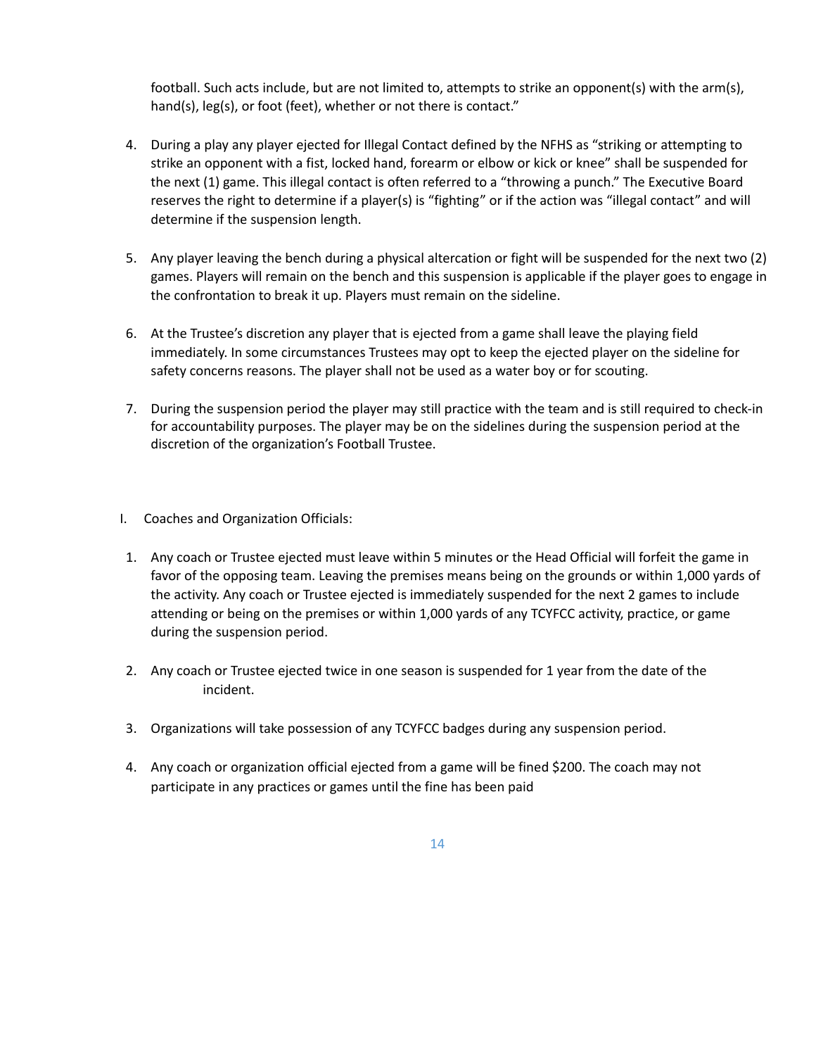football. Such acts include, but are not limited to, attempts to strike an opponent(s) with the arm(s), hand(s), leg(s), or foot (feet), whether or not there is contact."

4. During a play any player ejected for Illegal Contact defined by the NFHS as "striking or attempting to strike an opponent with a fist, locked hand, forearm or elbow or kick or knee" shall be suspended for the next (1) game. This illegal contact is often referred to a "throwing a punch." The Executive Board reserves the right to determine if a player(s) is "fighting" or if the action was "illegal contact" and will determine if the suspension length.

5. Any player leaving the bench during a physical altercation or fight will be suspended for the next two (2) games. Players will remain on the bench and this suspension is applicable if the player goes to engage in the confrontation to break it up. Players must remain on the sideline.

6. At the Trustee's discretion any player that is ejected from a game shall leave the playing field immediately. In some circumstances Trustees may opt to keep the ejected player on the sideline for safety concerns reasons. The player shall not be used as a water boy or for scouting.

7. During the suspension period the player may still practice with the team and is still required to check-in for accountability purposes. The player may be on the sidelines during the suspension period at the discretion of the organization's Football Trustee.

I. Coaches and Organization Officials:

1. Any coach or Trustee ejected must leave within 5 minutes or the Head Official will forfeit the game in favor of the opposing team. Leaving the premises means being on the grounds or within 1,000 yards of the activity. Any coach or Trustee ejected is immediately suspended for the next 2 games to include attending or being on the premises or within 1,000 yards of any TCYFCC activity, practice, or game during the suspension period.

2. Any coach or Trustee ejected twice in one season is suspended for 1 year from the date of the incident.

3. Organizations will take possession of any TCYFCC badges during any suspension period.

4. Any coach or organization official ejected from a game will be fined $200. The coach may not participate in any practices or games until the fine has been paid